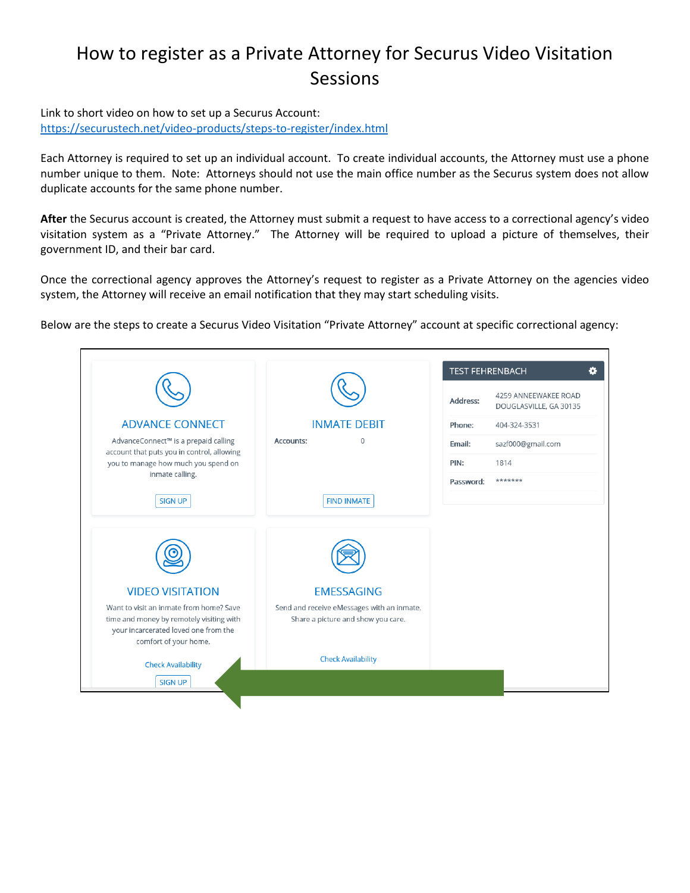# How to register as a Private Attorney for Securus Video Visitation Sessions

Link to short video on how to set up a Securus Account:
https://securustech.net/video-products/steps-to-register/index.html

Each Attorney is required to set up an individual account. To create individual accounts, the Attorney must use a phone number unique to them. Note: Attorneys should not use the main office number as the Securus system does not allow duplicate accounts for the same phone number.

**After** the Securus account is created, the Attorney must submit a request to have access to a correctional agency's video visitation system as a "Private Attorney." The Attorney will be required to upload a picture of themselves, their government ID, and their bar card.

Once the correctional agency approves the Attorney's request to register as a Private Attorney on the agencies video system, the Attorney will receive an email notification that they may start scheduling visits.

Below are the steps to create a Securus Video Visitation "Private Attorney" account at specific correctional agency:

ADVANCE CONNECT

AdvanceConnect™ is a prepaid calling account that puts you in control, allowing you to manage how much you spend on inmate calling.

SIGN UP

INMATE DEBIT

Accounts: 0

FIND INMATE

TEST FEHRENBACH

| | |
|---|---|
| Address: | 4259 ANNEEWAKEE ROAD DOUGLASVILLE, GA 30135 |
| Phone: | 404-324-3531 |
| Email: | sazf000@gmail.com |
| PIN: | 1814 |
| Password: | ******* |

VIDEO VISITATION

Want to visit an inmate from home? Save time and money by remotely visiting with your incarcerated loved one from the comfort of your home.

Check Availability

SIGN UP

EMESSAGING

Send and receive eMessages with an inmate. Share a picture and show you care.

Check Availability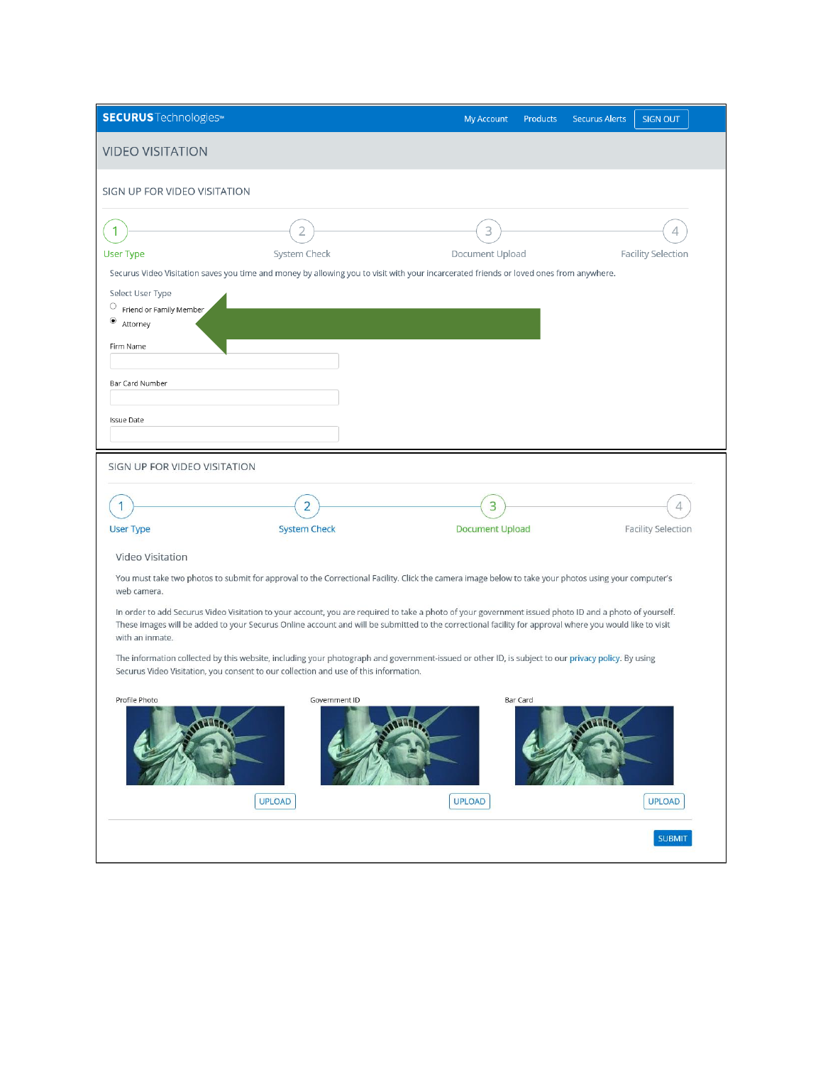**SECURUS** Technologies™ — My Account | Products | Securus Alerts | SIGN OUT

## VIDEO VISITATION

### SIGN UP FOR VIDEO VISITATION

1 User Type — 2 System Check — 3 Document Upload — 4 Facility Selection

Securus Video Visitation saves you time and money by allowing you to visit with your incarcerated friends or loved ones from anywhere.

Select User Type

- ○ Friend or Family Member
- ◉ Attorney

Firm Name

Bar Card Number

Issue Date

---

### SIGN UP FOR VIDEO VISITATION

1 User Type — 2 System Check — 3 Document Upload — 4 Facility Selection

Video Visitation

You must take two photos to submit for approval to the Correctional Facility. Click the camera image below to take your photos using your computer's web camera.

In order to add Securus Video Visitation to your account, you are required to take a photo of your government issued photo ID and a photo of yourself. These images will be added to your Securus Online account and will be submitted to the correctional facility for approval where you would like to visit with an inmate.

The information collected by this website, including your photograph and government-issued or other ID, is subject to our privacy policy. By using Securus Video Visitation, you consent to our collection and use of this information.

Profile Photo — UPLOAD

Government ID — UPLOAD

Bar Card — UPLOAD

SUBMIT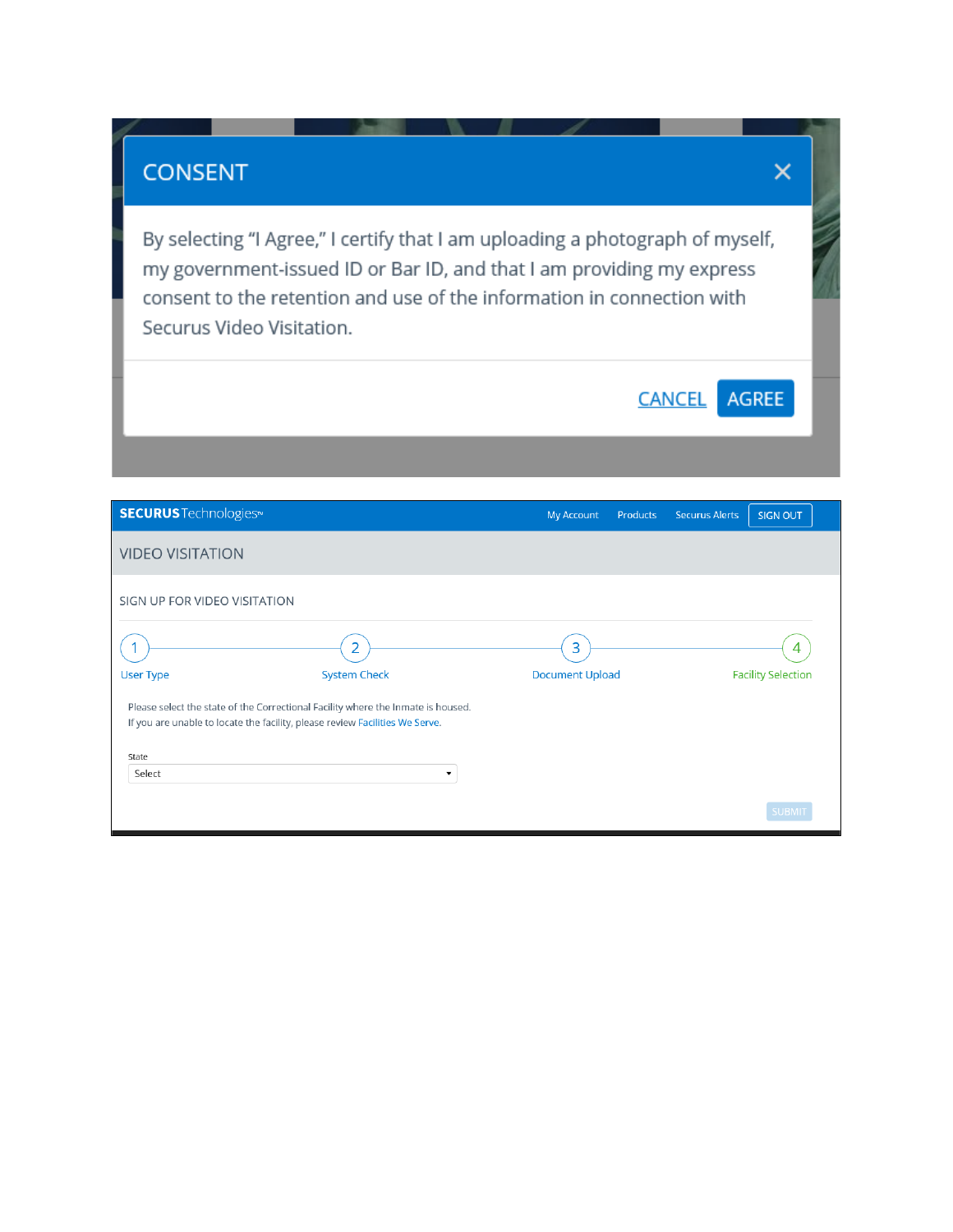## CONSENT

By selecting "I Agree," I certify that I am uploading a photograph of myself, my government-issued ID or Bar ID, and that I am providing my express consent to the retention and use of the information in connection with Securus Video Visitation.

CANCEL AGREE

**SECURUS** Technologies™

My Account | Products | Securus Alerts | SIGN OUT

VIDEO VISITATION

SIGN UP FOR VIDEO VISITATION

1. User Type
2. System Check
3. Document Upload
4. Facility Selection

Please select the state of the Correctional Facility where the Inmate is housed.
If you are unable to locate the facility, please review Facilities We Serve.

State

Select

SUBMIT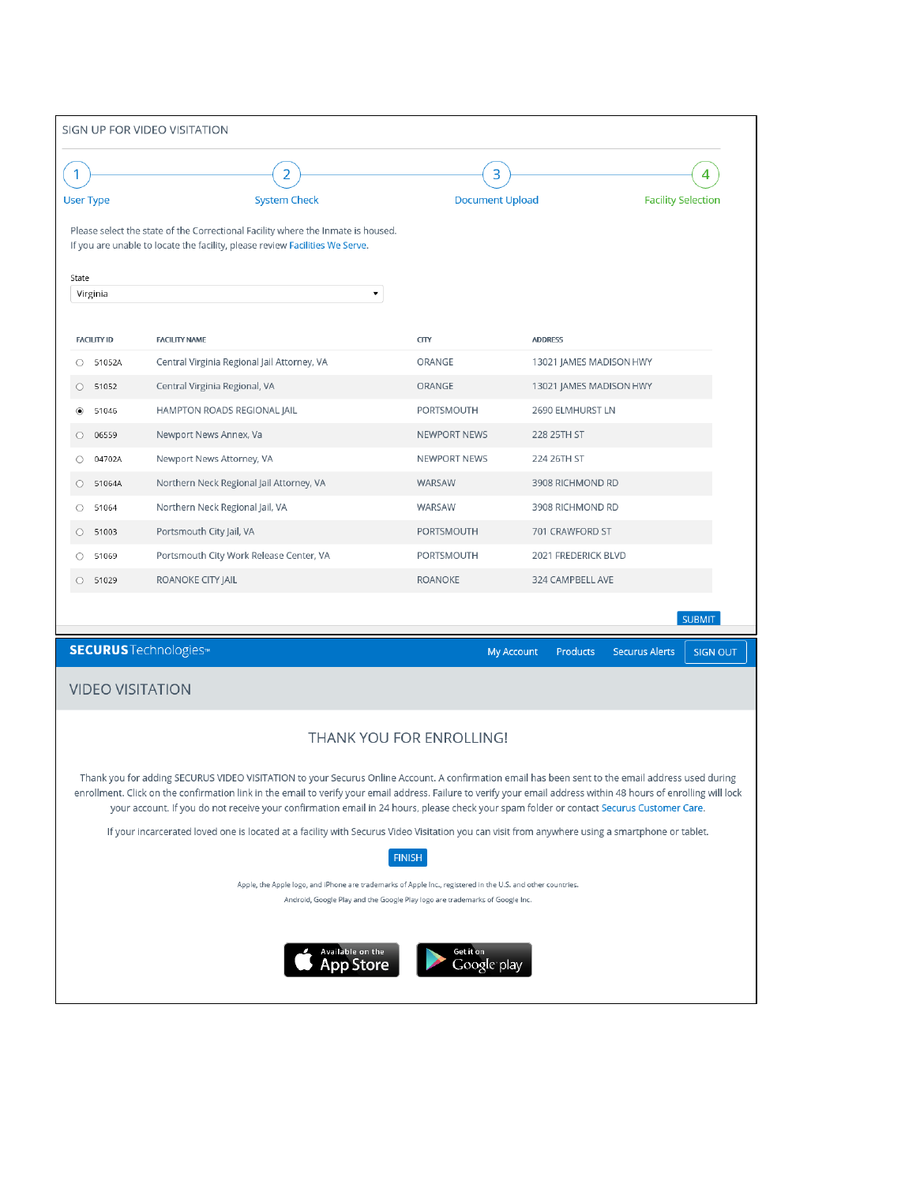SIGN UP FOR VIDEO VISITATION

1 User Type — 2 System Check — 3 Document Upload — 4 Facility Selection

Please select the state of the Correctional Facility where the Inmate is housed.
If you are unable to locate the facility, please review Facilities We Serve.

State
Virginia

| | FACILITY ID | FACILITY NAME | CITY | ADDRESS |
|---|---|---|---|---|
| ○ | 51052A | Central Virginia Regional Jail Attorney, VA | ORANGE | 13021 JAMES MADISON HWY |
| ○ | 51052 | Central Virginia Regional, VA | ORANGE | 13021 JAMES MADISON HWY |
| ◉ | 51046 | HAMPTON ROADS REGIONAL JAIL | PORTSMOUTH | 2690 ELMHURST LN |
| ○ | 06559 | Newport News Annex, Va | NEWPORT NEWS | 228 25TH ST |
| ○ | 04702A | Newport News Attorney, VA | NEWPORT NEWS | 224 26TH ST |
| ○ | 51064A | Northern Neck Regional Jail Attorney, VA | WARSAW | 3908 RICHMOND RD |
| ○ | 51064 | Northern Neck Regional Jail, VA | WARSAW | 3908 RICHMOND RD |
| ○ | 51003 | Portsmouth City Jail, VA | PORTSMOUTH | 701 CRAWFORD ST |
| ○ | 51069 | Portsmouth City Work Release Center, VA | PORTSMOUTH | 2021 FREDERICK BLVD |
| ○ | 51029 | ROANOKE CITY JAIL | ROANOKE | 324 CAMPBELL AVE |

SUBMIT

---

**SECURUS** Technologies™ — My Account | Products | Securus Alerts | SIGN OUT

VIDEO VISITATION

THANK YOU FOR ENROLLING!

Thank you for adding SECURUS VIDEO VISITATION to your Securus Online Account. A confirmation email has been sent to the email address used during enrollment. Click on the confirmation link in the email to verify your email address. Failure to verify your email address within 48 hours of enrolling will lock your account. If you do not receive your confirmation email in 24 hours, please check your spam folder or contact Securus Customer Care.

If your incarcerated loved one is located at a facility with Securus Video Visitation you can visit from anywhere using a smartphone or tablet.

FINISH

Apple, the Apple logo, and iPhone are trademarks of Apple Inc., registered in the U.S. and other countries.
Android, Google Play and the Google Play logo are trademarks of Google Inc.

Available on the App Store | Get it on Google play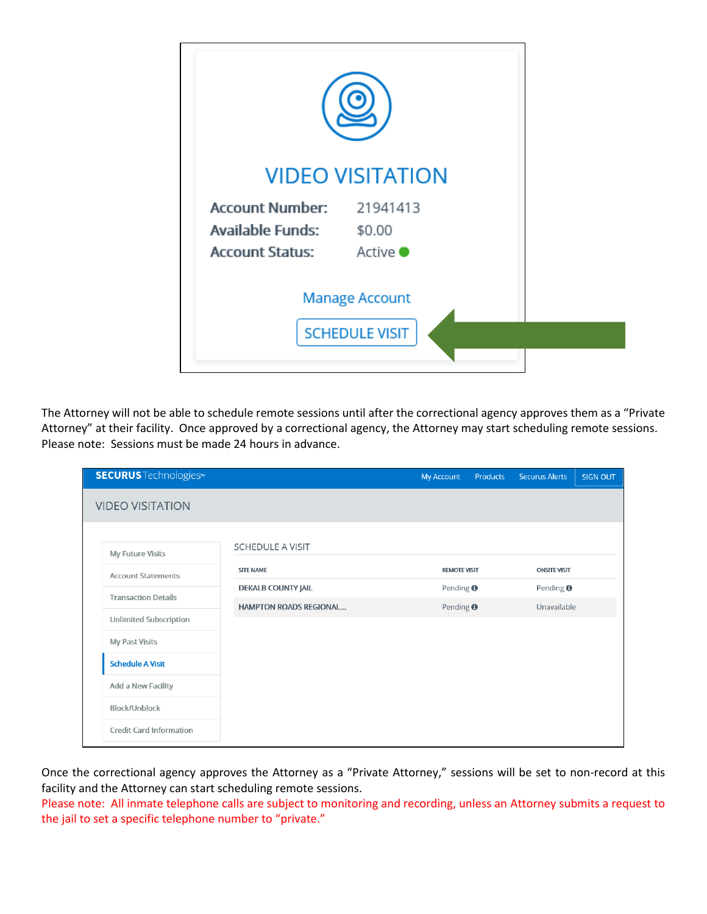VIDEO VISITATION

Account Number: 21941413

Available Funds: $0.00

Account Status: Active

Manage Account

SCHEDULE VISIT

The Attorney will not be able to schedule remote sessions until after the correctional agency approves them as a "Private Attorney" at their facility. Once approved by a correctional agency, the Attorney may start scheduling remote sessions. Please note: Sessions must be made 24 hours in advance.

SECURUS Technologies | My Account | Products | Securus Alerts | SIGN OUT

VIDEO VISITATION

- My Future Visits
- Account Statements
- Transaction Details
- Unlimited Subscription
- My Past Visits
- Schedule A Visit
- Add a New Facility
- Block/Unblock
- Credit Card Information

SCHEDULE A VISIT

| SITE NAME | REMOTE VISIT | ONSITE VISIT |
|---|---|---|
| DEKALB COUNTY JAIL | Pending | Pending |
| HAMPTON ROADS REGIONAL... | Pending | Unavailable |

Once the correctional agency approves the Attorney as a "Private Attorney," sessions will be set to non-record at this facility and the Attorney can start scheduling remote sessions.

Please note: All inmate telephone calls are subject to monitoring and recording, unless an Attorney submits a request to the jail to set a specific telephone number to "private."